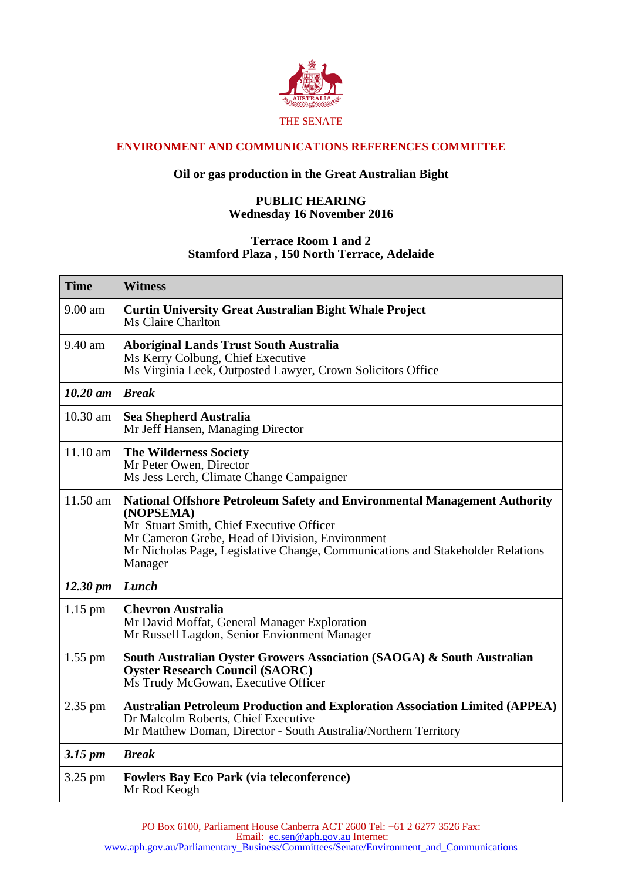THE SENATE

## ENVIRONMENT AND COMMUNICATIONS REFERENCES COMMITTEE

### Oil or gas production in the Great Australian Bight

**PUBLIC HEARING**
**Wednesday 16 November 2016**

**Terrace Room 1 and 2**
**Stamford Plaza , 150 North Terrace, Adelaide**

| Time | Witness |
|---|---|
| 9.00 am | **Curtin University Great Australian Bight Whale Project**<br>Ms Claire Charlton |
| 9.40 am | **Aboriginal Lands Trust South Australia**<br>Ms Kerry Colbung, Chief Executive<br>Ms Virginia Leek, Outposted Lawyer, Crown Solicitors Office |
| ***10.20 am*** | ***Break*** |
| 10.30 am | **Sea Shepherd Australia**<br>Mr Jeff Hansen, Managing Director |
| 11.10 am | **The Wilderness Society**<br>Mr Peter Owen, Director<br>Ms Jess Lerch, Climate Change Campaigner |
| 11.50 am | **National Offshore Petroleum Safety and Environmental Management Authority (NOPSEMA)**<br>Mr Stuart Smith, Chief Executive Officer<br>Mr Cameron Grebe, Head of Division, Environment<br>Mr Nicholas Page, Legislative Change, Communications and Stakeholder Relations Manager |
| ***12.30 pm*** | ***Lunch*** |
| 1.15 pm | **Chevron Australia**<br>Mr David Moffat, General Manager Exploration<br>Mr Russell Lagdon, Senior Envionment Manager |
| 1.55 pm | **South Australian Oyster Growers Association (SAOGA) & South Australian Oyster Research Council (SAORC)**<br>Ms Trudy McGowan, Executive Officer |
| 2.35 pm | **Australian Petroleum Production and Exploration Association Limited (APPEA)**<br>Dr Malcolm Roberts, Chief Executive<br>Mr Matthew Doman, Director - South Australia/Northern Territory |
| ***3.15 pm*** | ***Break*** |
| 3.25 pm | **Fowlers Bay Eco Park (via teleconference)**<br>Mr Rod Keogh |

PO Box 6100, Parliament House Canberra ACT 2600 Tel: +61 2 6277 3526 Fax:
Email: ec.sen@aph.gov.au Internet:
www.aph.gov.au/Parliamentary_Business/Committees/Senate/Environment_and_Communications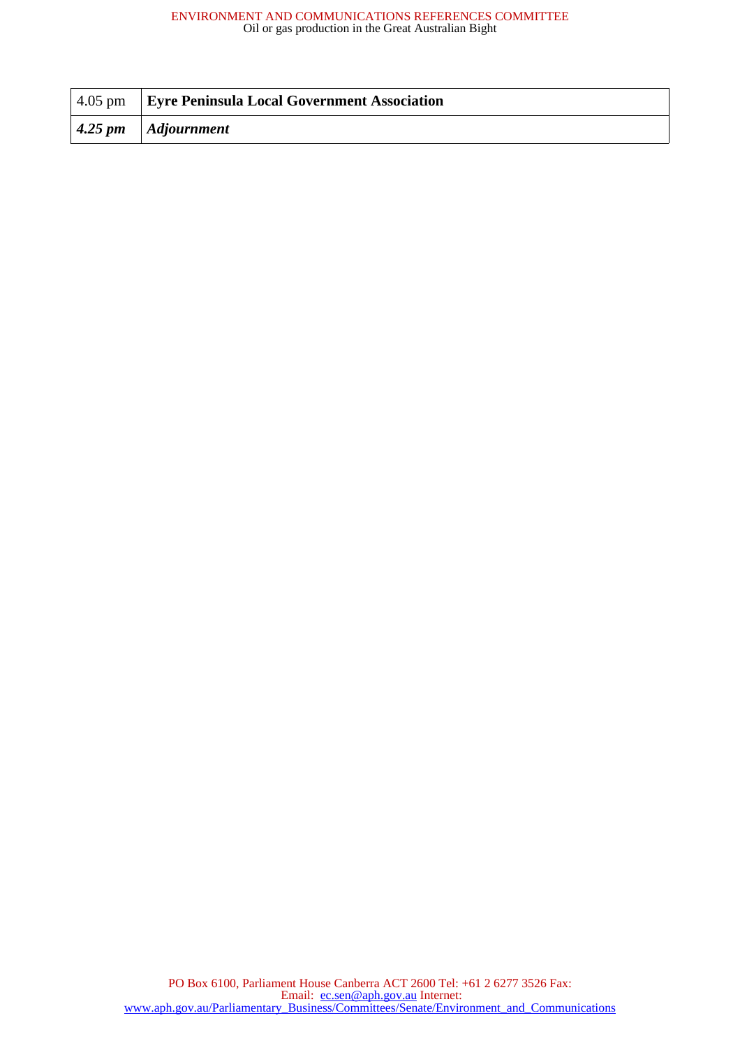| | |
|---|---|
| 4.05 pm | **Eyre Peninsula Local Government Association** |
| ***4.25 pm*** | ***Adjournment*** |

PO Box 6100, Parliament House Canberra ACT 2600 Tel: +61 2 6277 3526 Fax:
Email: ec.sen@aph.gov.au Internet:
www.aph.gov.au/Parliamentary_Business/Committees/Senate/Environment_and_Communications